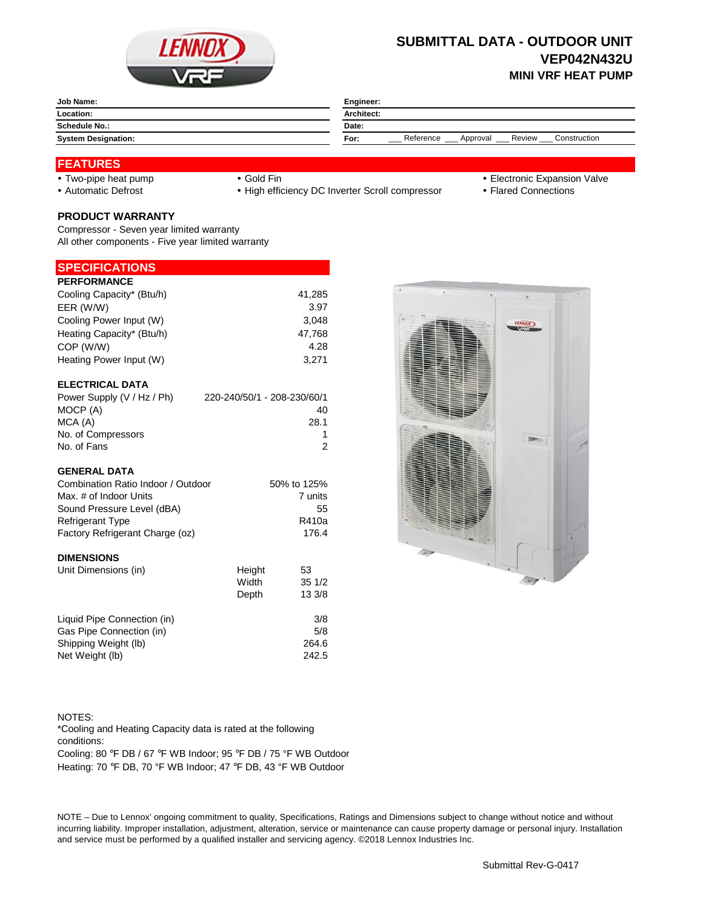# SUBMITTAL DATA - OUTDOOR UNIT
## VEP042N432U
### MINI VRF HEAT PUMP

| | |
|---|---|
| **Job Name:** | **Engineer:** |
| **Location:** | **Architect:** |
| **Schedule No.:** | **Date:** |
| **System Designation:** | **For:** ___ Reference ___ Approval ___ Review ___ Construction |

## FEATURES

- Two-pipe heat pump
- Automatic Defrost
- Gold Fin
- High efficiency DC Inverter Scroll compressor
- Electronic Expansion Valve
- Flared Connections

### PRODUCT WARRANTY

Compressor - Seven year limited warranty
All other components - Five year limited warranty

## SPECIFICATIONS

### PERFORMANCE

| | |
|---|---|
| Cooling Capacity* (Btu/h) | 41,285 |
| EER (W/W) | 3.97 |
| Cooling Power Input (W) | 3,048 |
| Heating Capacity* (Btu/h) | 47,768 |
| COP (W/W) | 4.28 |
| Heating Power Input (W) | 3,271 |

### ELECTRICAL DATA

| | |
|---|---|
| Power Supply (V / Hz / Ph) | 220-240/50/1 - 208-230/60/1 |
| MOCP (A) | 40 |
| MCA (A) | 28.1 |
| No. of Compressors | 1 |
| No. of Fans | 2 |

### GENERAL DATA

| | |
|---|---|
| Combination Ratio Indoor / Outdoor | 50% to 125% |
| Max. # of Indoor Units | 7 units |
| Sound Pressure Level (dBA) | 55 |
| Refrigerant Type | R410a |
| Factory Refrigerant Charge (oz) | 176.4 |

### DIMENSIONS

| | | |
|---|---|---|
| Unit Dimensions (in) | Height | 53 |
| | Width | 35 1/2 |
| | Depth | 13 3/8 |

| | |
|---|---|
| Liquid Pipe Connection (in) | 3/8 |
| Gas Pipe Connection (in) | 5/8 |
| Shipping Weight (lb) | 264.6 |
| Net Weight (lb) | 242.5 |

NOTES:
*Cooling and Heating Capacity data is rated at the following conditions:
Cooling: 80 ℉ DB / 67 ℉ WB Indoor; 95 ℉ DB / 75 °F WB Outdoor
Heating: 70 ℉ DB, 70 °F WB Indoor; 47 ℉ DB, 43 °F WB Outdoor

NOTE – Due to Lennox' ongoing commitment to quality, Specifications, Ratings and Dimensions subject to change without notice and without incurring liability. Improper installation, adjustment, alteration, service or maintenance can cause property damage or personal injury. Installation and service must be performed by a qualified installer and servicing agency. ©2018 Lennox Industries Inc.

Submittal Rev-G-0417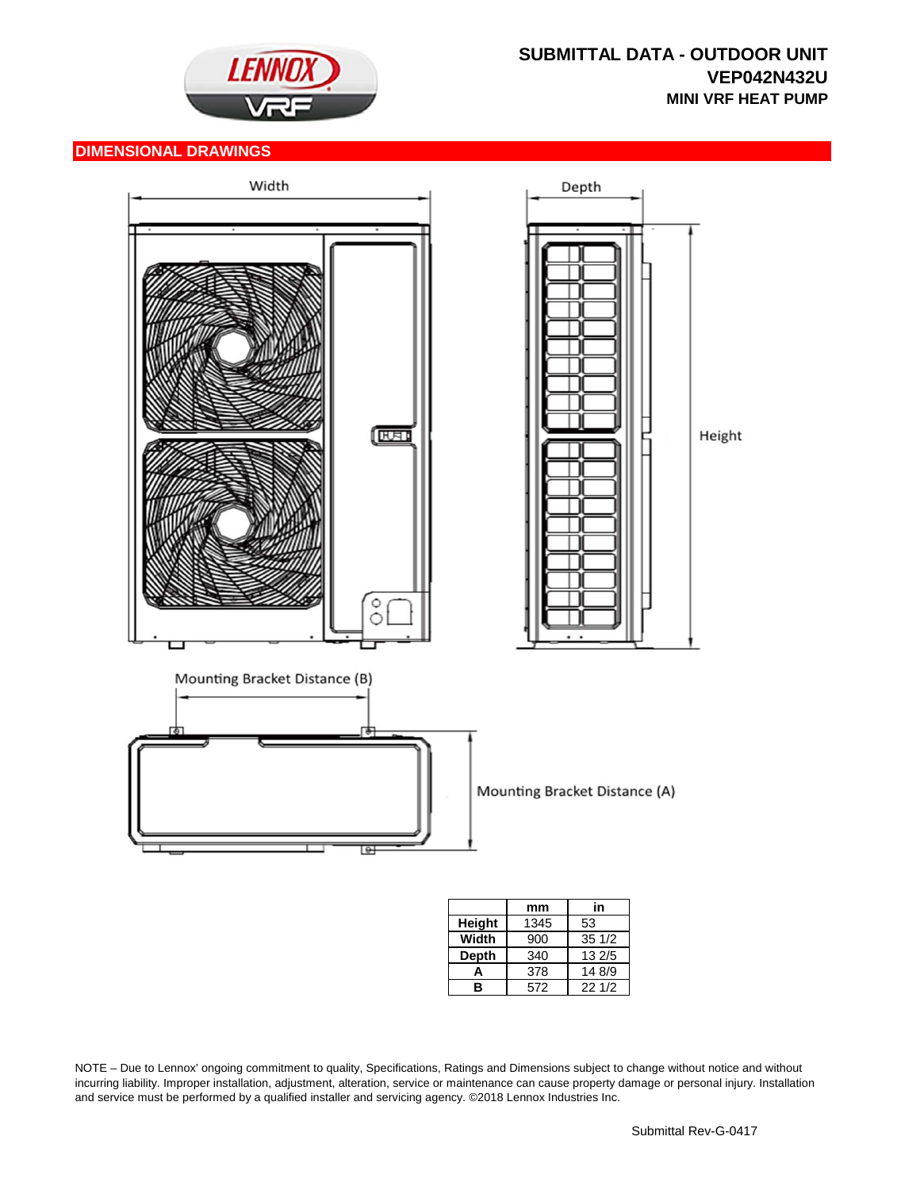# SUBMITTAL DATA - OUTDOOR UNIT
## VEP042N432U
### MINI VRF HEAT PUMP

## DIMENSIONAL DRAWINGS

Width

Depth

Height

Mounting Bracket Distance (B)

Mounting Bracket Distance (A)

| | mm | in |
|---|---|---|
| **Height** | 1345 | 53 |
| **Width** | 900 | 35 1/2 |
| **Depth** | 340 | 13 2/5 |
| **A** | 378 | 14 8/9 |
| **B** | 572 | 22 1/2 |

NOTE – Due to Lennox' ongoing commitment to quality, Specifications, Ratings and Dimensions subject to change without notice and without incurring liability. Improper installation, adjustment, alteration, service or maintenance can cause property damage or personal injury. Installation and service must be performed by a qualified installer and servicing agency. ©2018 Lennox Industries Inc.

Submittal Rev-G-0417